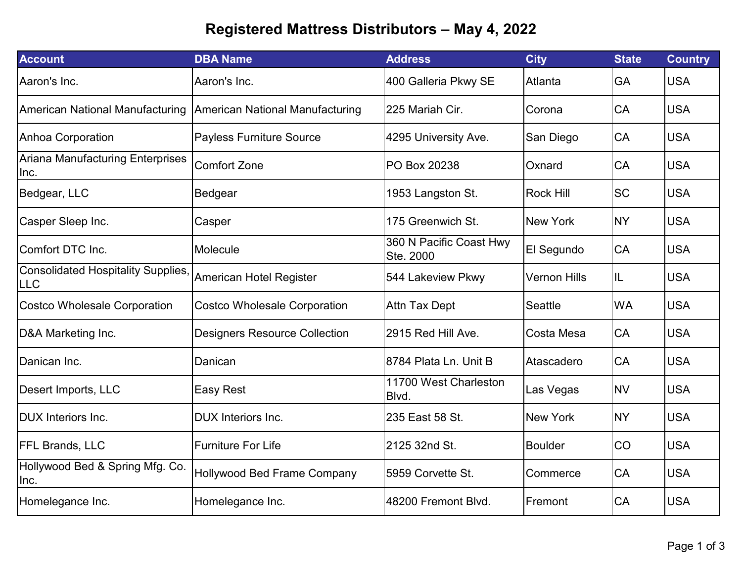# Registered Mattress Distributors – May 4, 2022

| Account | DBA Name | Address | City | State | Country |
|---|---|---|---|---|---|
| Aaron's Inc. | Aaron's Inc. | 400 Galleria Pkwy SE | Atlanta | GA | USA |
| American National Manufacturing | American National Manufacturing | 225 Mariah Cir. | Corona | CA | USA |
| Anhoa Corporation | Payless Furniture Source | 4295 University Ave. | San Diego | CA | USA |
| Ariana Manufacturing Enterprises Inc. | Comfort Zone | PO Box 20238 | Oxnard | CA | USA |
| Bedgear, LLC | Bedgear | 1953 Langston St. | Rock Hill | SC | USA |
| Casper Sleep Inc. | Casper | 175 Greenwich St. | New York | NY | USA |
| Comfort DTC Inc. | Molecule | 360 N Pacific Coast Hwy Ste. 2000 | El Segundo | CA | USA |
| Consolidated Hospitality Supplies, LLC | American Hotel Register | 544 Lakeview Pkwy | Vernon Hills | IL | USA |
| Costco Wholesale Corporation | Costco Wholesale Corporation | Attn Tax Dept | Seattle | WA | USA |
| D&A Marketing Inc. | Designers Resource Collection | 2915 Red Hill Ave. | Costa Mesa | CA | USA |
| Danican Inc. | Danican | 8784 Plata Ln. Unit B | Atascadero | CA | USA |
| Desert Imports, LLC | Easy Rest | 11700 West Charleston Blvd. | Las Vegas | NV | USA |
| DUX Interiors Inc. | DUX Interiors Inc. | 235 East 58 St. | New York | NY | USA |
| FFL Brands, LLC | Furniture For Life | 2125 32nd St. | Boulder | CO | USA |
| Hollywood Bed & Spring Mfg. Co. Inc. | Hollywood Bed Frame Company | 5959 Corvette St. | Commerce | CA | USA |
| Homelegance Inc. | Homelegance Inc. | 48200 Fremont Blvd. | Fremont | CA | USA |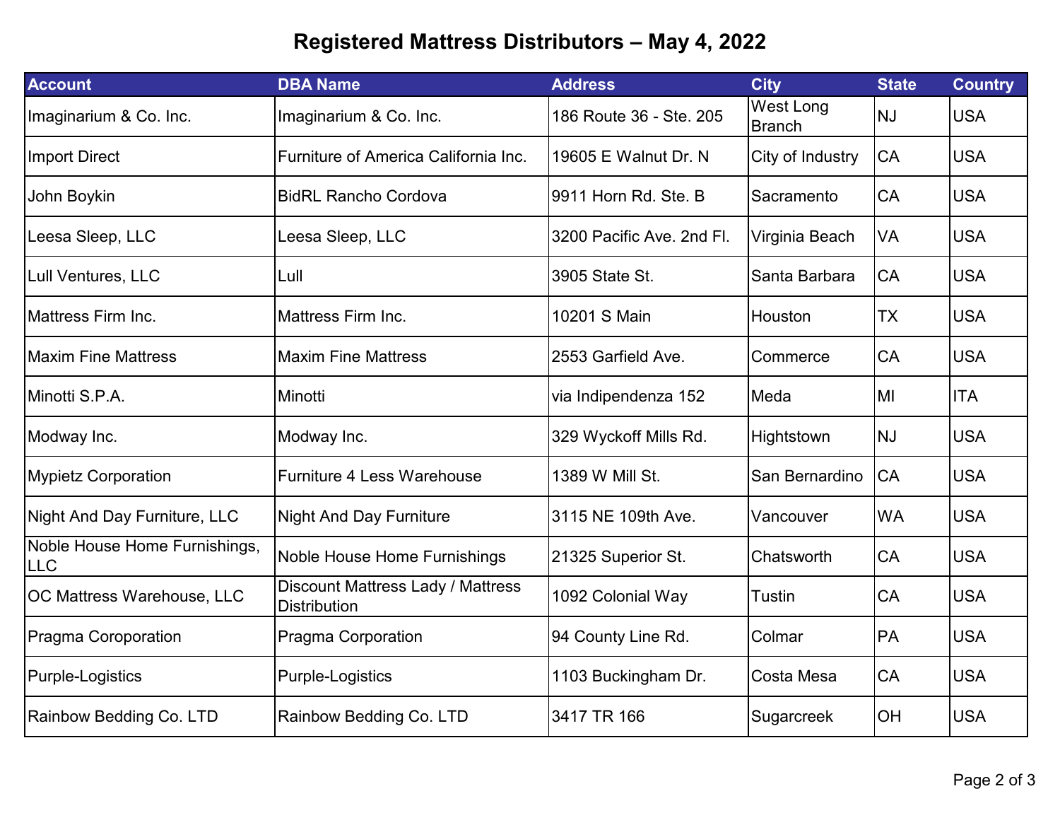# Registered Mattress Distributors – May 4, 2022

| Account | DBA Name | Address | City | State | Country |
|---|---|---|---|---|---|
| Imaginarium & Co. Inc. | Imaginarium & Co. Inc. | 186 Route 36 - Ste. 205 | West Long Branch | NJ | USA |
| Import Direct | Furniture of America California Inc. | 19605 E Walnut Dr. N | City of Industry | CA | USA |
| John Boykin | BidRL Rancho Cordova | 9911 Horn Rd. Ste. B | Sacramento | CA | USA |
| Leesa Sleep, LLC | Leesa Sleep, LLC | 3200 Pacific Ave. 2nd Fl. | Virginia Beach | VA | USA |
| Lull Ventures, LLC | Lull | 3905 State St. | Santa Barbara | CA | USA |
| Mattress Firm Inc. | Mattress Firm Inc. | 10201 S Main | Houston | TX | USA |
| Maxim Fine Mattress | Maxim Fine Mattress | 2553 Garfield Ave. | Commerce | CA | USA |
| Minotti S.P.A. | Minotti | via Indipendenza 152 | Meda | MI | ITA |
| Modway Inc. | Modway Inc. | 329 Wyckoff Mills Rd. | Hightstown | NJ | USA |
| Mypietz Corporation | Furniture 4 Less Warehouse | 1389 W Mill St. | San Bernardino | CA | USA |
| Night And Day Furniture, LLC | Night And Day Furniture | 3115 NE 109th Ave. | Vancouver | WA | USA |
| Noble House Home Furnishings, LLC | Noble House Home Furnishings | 21325 Superior St. | Chatsworth | CA | USA |
| OC Mattress Warehouse, LLC | Discount Mattress Lady / Mattress Distribution | 1092 Colonial Way | Tustin | CA | USA |
| Pragma Coroporation | Pragma Corporation | 94 County Line Rd. | Colmar | PA | USA |
| Purple-Logistics | Purple-Logistics | 1103 Buckingham Dr. | Costa Mesa | CA | USA |
| Rainbow Bedding Co. LTD | Rainbow Bedding Co. LTD | 3417 TR 166 | Sugarcreek | OH | USA |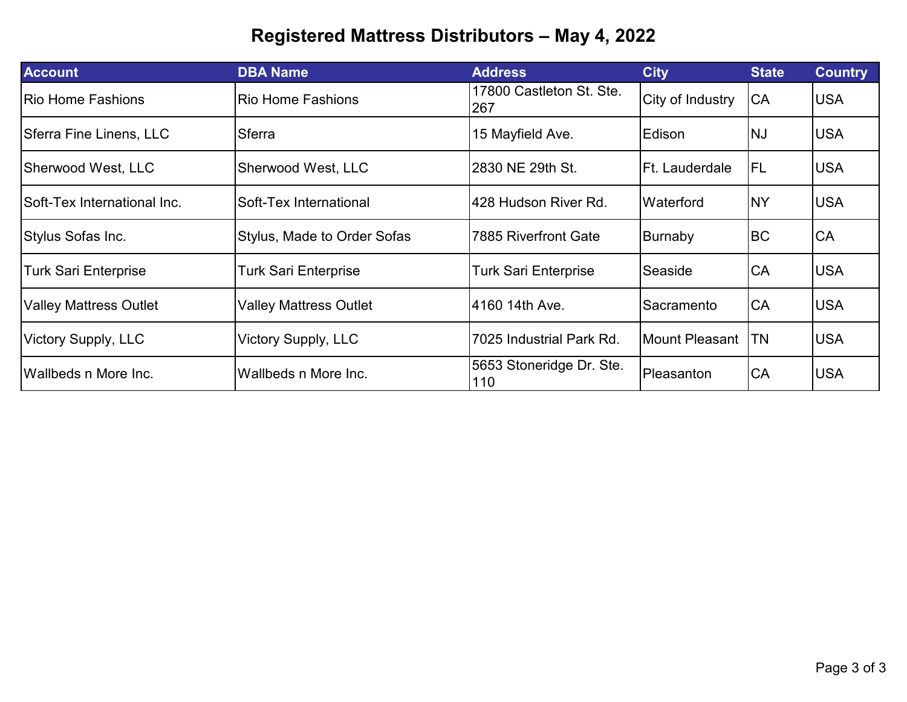# Registered Mattress Distributors – May 4, 2022

| Account | DBA Name | Address | City | State | Country |
|---|---|---|---|---|---|
| Rio Home Fashions | Rio Home Fashions | 17800 Castleton St. Ste. 267 | City of Industry | CA | USA |
| Sferra Fine Linens, LLC | Sferra | 15 Mayfield Ave. | Edison | NJ | USA |
| Sherwood West, LLC | Sherwood West, LLC | 2830 NE 29th St. | Ft. Lauderdale | FL | USA |
| Soft-Tex International Inc. | Soft-Tex International | 428 Hudson River Rd. | Waterford | NY | USA |
| Stylus Sofas Inc. | Stylus, Made to Order Sofas | 7885 Riverfront Gate | Burnaby | BC | CA |
| Turk Sari Enterprise | Turk Sari Enterprise | Turk Sari Enterprise | Seaside | CA | USA |
| Valley Mattress Outlet | Valley Mattress Outlet | 4160 14th Ave. | Sacramento | CA | USA |
| Victory Supply, LLC | Victory Supply, LLC | 7025 Industrial Park Rd. | Mount Pleasant | TN | USA |
| Wallbeds n More Inc. | Wallbeds n More Inc. | 5653 Stoneridge Dr. Ste. 110 | Pleasanton | CA | USA |